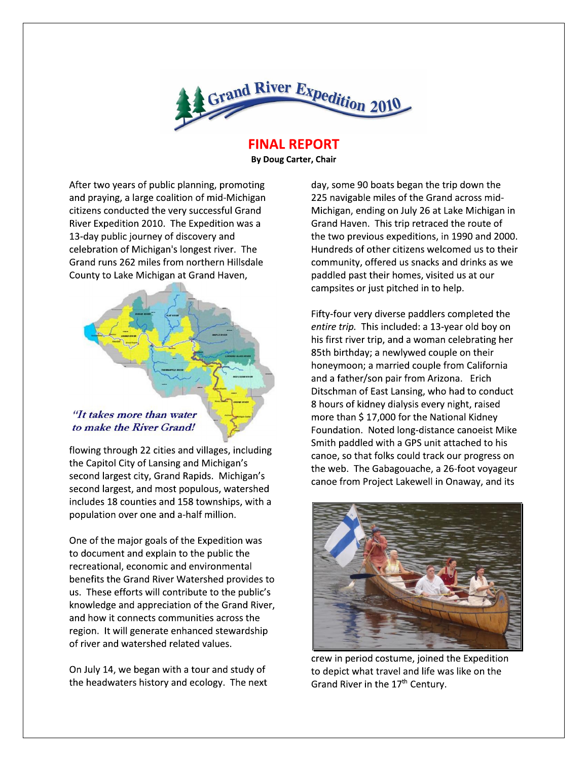# Grand River Expedition 2010

## FINAL REPORT

**By Doug Carter, Chair**

After two years of public planning, promoting and praying, a large coalition of mid-Michigan citizens conducted the very successful Grand River Expedition 2010. The Expedition was a 13-day public journey of discovery and celebration of Michigan's longest river. The Grand runs 262 miles from northern Hillsdale County to Lake Michigan at Grand Haven, flowing through 22 cities and villages, including the Capitol City of Lansing and Michigan's second largest city, Grand Rapids. Michigan's second largest, and most populous, watershed includes 18 counties and 158 townships, with a population over one and a-half million.

*"It takes more than water to make the River Grand!"*

One of the major goals of the Expedition was to document and explain to the public the recreational, economic and environmental benefits the Grand River Watershed provides to us. These efforts will contribute to the public's knowledge and appreciation of the Grand River, and how it connects communities across the region. It will generate enhanced stewardship of river and watershed related values.

On July 14, we began with a tour and study of the headwaters history and ecology. The next day, some 90 boats began the trip down the 225 navigable miles of the Grand across mid-Michigan, ending on July 26 at Lake Michigan in Grand Haven. This trip retraced the route of the two previous expeditions, in 1990 and 2000. Hundreds of other citizens welcomed us to their community, offered us snacks and drinks as we paddled past their homes, visited us at our campsites or just pitched in to help.

Fifty-four very diverse paddlers completed the *entire trip.* This included: a 13-year old boy on his first river trip, and a woman celebrating her 85th birthday; a newlywed couple on their honeymoon; a married couple from California and a father/son pair from Arizona. Erich Ditschman of East Lansing, who had to conduct 8 hours of kidney dialysis every night, raised more than $ 17,000 for the National Kidney Foundation. Noted long-distance canoeist Mike Smith paddled with a GPS unit attached to his canoe, so that folks could track our progress on the web. The Gabagouache, a 26-foot voyageur canoe from Project Lakewell in Onaway, and its crew in period costume, joined the Expedition to depict what travel and life was like on the Grand River in the 17th Century.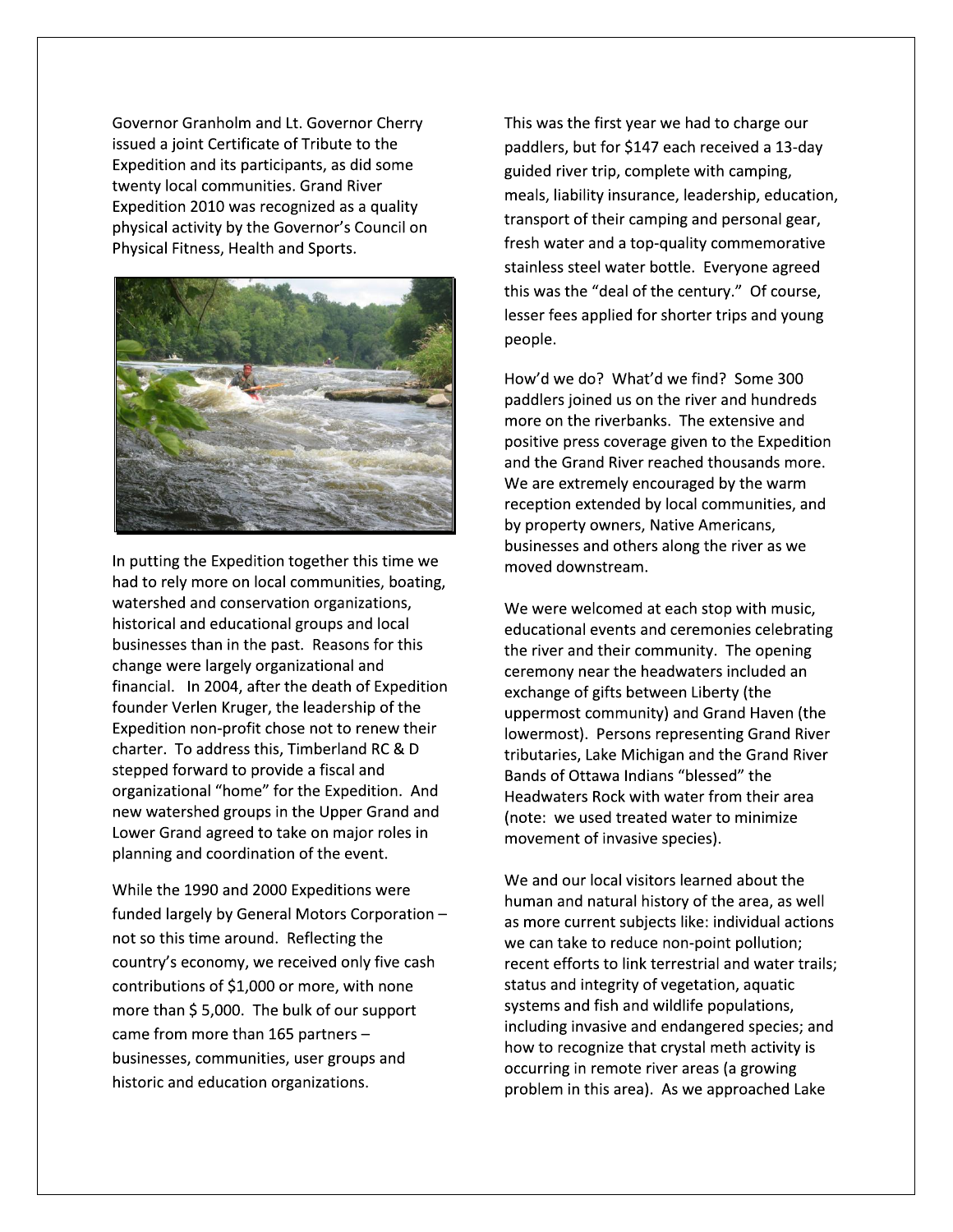Governor Granholm and Lt. Governor Cherry issued a joint Certificate of Tribute to the Expedition and its participants, as did some twenty local communities. Grand River Expedition 2010 was recognized as a quality physical activity by the Governor's Council on Physical Fitness, Health and Sports.

In putting the Expedition together this time we had to rely more on local communities, boating, watershed and conservation organizations, historical and educational groups and local businesses than in the past. Reasons for this change were largely organizational and financial. In 2004, after the death of Expedition founder Verlen Kruger, the leadership of the Expedition non-profit chose not to renew their charter. To address this, Timberland RC & D stepped forward to provide a fiscal and organizational "home" for the Expedition. And new watershed groups in the Upper Grand and Lower Grand agreed to take on major roles in planning and coordination of the event.

While the 1990 and 2000 Expeditions were funded largely by General Motors Corporation – not so this time around. Reflecting the country's economy, we received only five cash contributions of $1,000 or more, with none more than $ 5,000. The bulk of our support came from more than 165 partners – businesses, communities, user groups and historic and education organizations.

This was the first year we had to charge our paddlers, but for $147 each received a 13-day guided river trip, complete with camping, meals, liability insurance, leadership, education, transport of their camping and personal gear, fresh water and a top-quality commemorative stainless steel water bottle. Everyone agreed this was the "deal of the century." Of course, lesser fees applied for shorter trips and young people.

How'd we do? What'd we find? Some 300 paddlers joined us on the river and hundreds more on the riverbanks. The extensive and positive press coverage given to the Expedition and the Grand River reached thousands more. We are extremely encouraged by the warm reception extended by local communities, and by property owners, Native Americans, businesses and others along the river as we moved downstream.

We were welcomed at each stop with music, educational events and ceremonies celebrating the river and their community. The opening ceremony near the headwaters included an exchange of gifts between Liberty (the uppermost community) and Grand Haven (the lowermost). Persons representing Grand River tributaries, Lake Michigan and the Grand River Bands of Ottawa Indians "blessed" the Headwaters Rock with water from their area (note: we used treated water to minimize movement of invasive species).

We and our local visitors learned about the human and natural history of the area, as well as more current subjects like: individual actions we can take to reduce non-point pollution; recent efforts to link terrestrial and water trails; status and integrity of vegetation, aquatic systems and fish and wildlife populations, including invasive and endangered species; and how to recognize that crystal meth activity is occurring in remote river areas (a growing problem in this area). As we approached Lake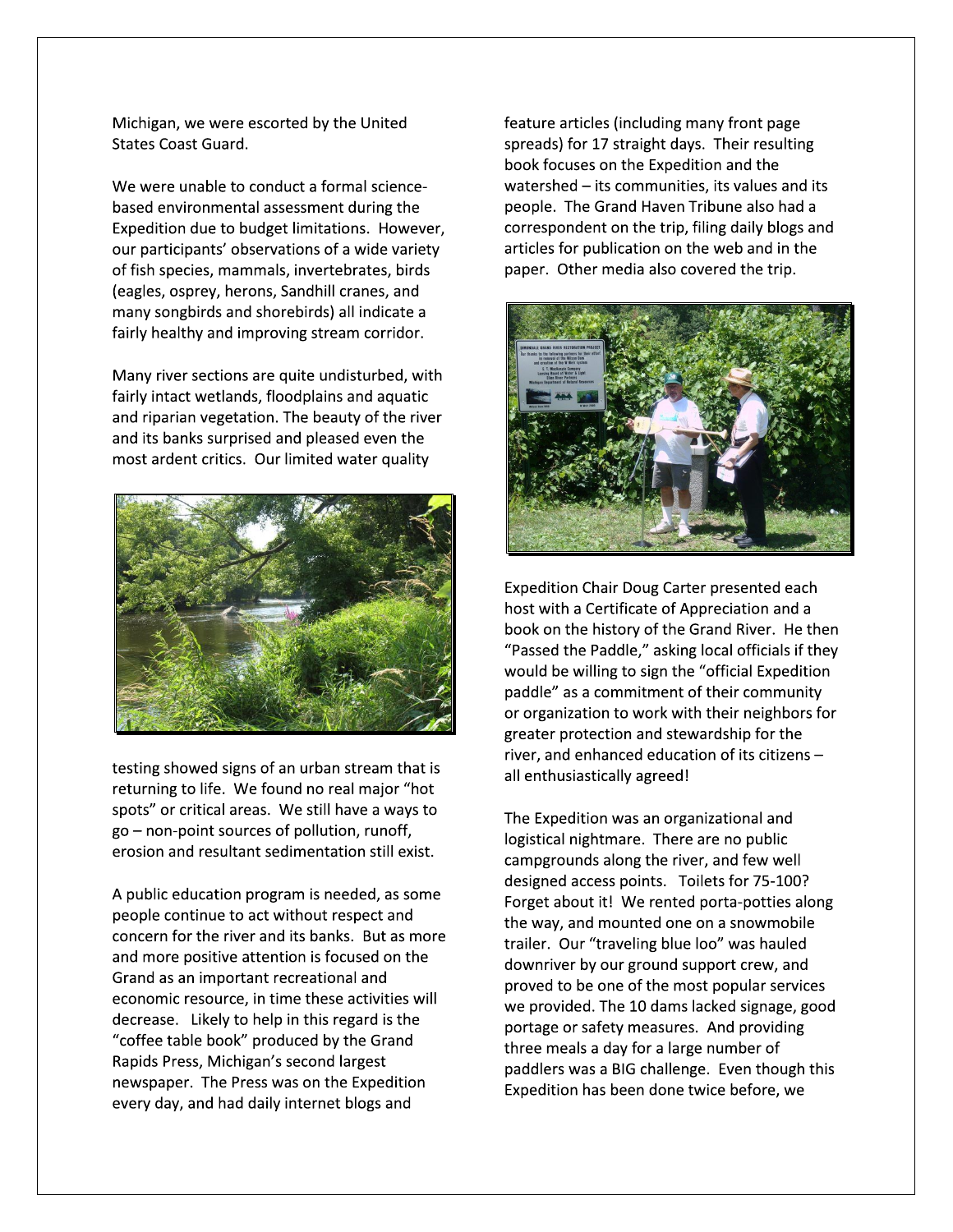Michigan, we were escorted by the United States Coast Guard.

We were unable to conduct a formal science-based environmental assessment during the Expedition due to budget limitations. However, our participants' observations of a wide variety of fish species, mammals, invertebrates, birds (eagles, osprey, herons, Sandhill cranes, and many songbirds and shorebirds) all indicate a fairly healthy and improving stream corridor.

Many river sections are quite undisturbed, with fairly intact wetlands, floodplains and aquatic and riparian vegetation. The beauty of the river and its banks surprised and pleased even the most ardent critics. Our limited water quality testing showed signs of an urban stream that is returning to life. We found no real major "hot spots" or critical areas. We still have a ways to go – non-point sources of pollution, runoff, erosion and resultant sedimentation still exist.

A public education program is needed, as some people continue to act without respect and concern for the river and its banks. But as more and more positive attention is focused on the Grand as an important recreational and economic resource, in time these activities will decrease. Likely to help in this regard is the "coffee table book" produced by the Grand Rapids Press, Michigan's second largest newspaper. The Press was on the Expedition every day, and had daily internet blogs and feature articles (including many front page spreads) for 17 straight days. Their resulting book focuses on the Expedition and the watershed – its communities, its values and its people. The Grand Haven Tribune also had a correspondent on the trip, filing daily blogs and articles for publication on the web and in the paper. Other media also covered the trip.

Expedition Chair Doug Carter presented each host with a Certificate of Appreciation and a book on the history of the Grand River. He then "Passed the Paddle," asking local officials if they would be willing to sign the "official Expedition paddle" as a commitment of their community or organization to work with their neighbors for greater protection and stewardship for the river, and enhanced education of its citizens – all enthusiastically agreed!

The Expedition was an organizational and logistical nightmare. There are no public campgrounds along the river, and few well designed access points. Toilets for 75-100? Forget about it! We rented porta-potties along the way, and mounted one on a snowmobile trailer. Our "traveling blue loo" was hauled downriver by our ground support crew, and proved to be one of the most popular services we provided. The 10 dams lacked signage, good portage or safety measures. And providing three meals a day for a large number of paddlers was a BIG challenge. Even though this Expedition has been done twice before, we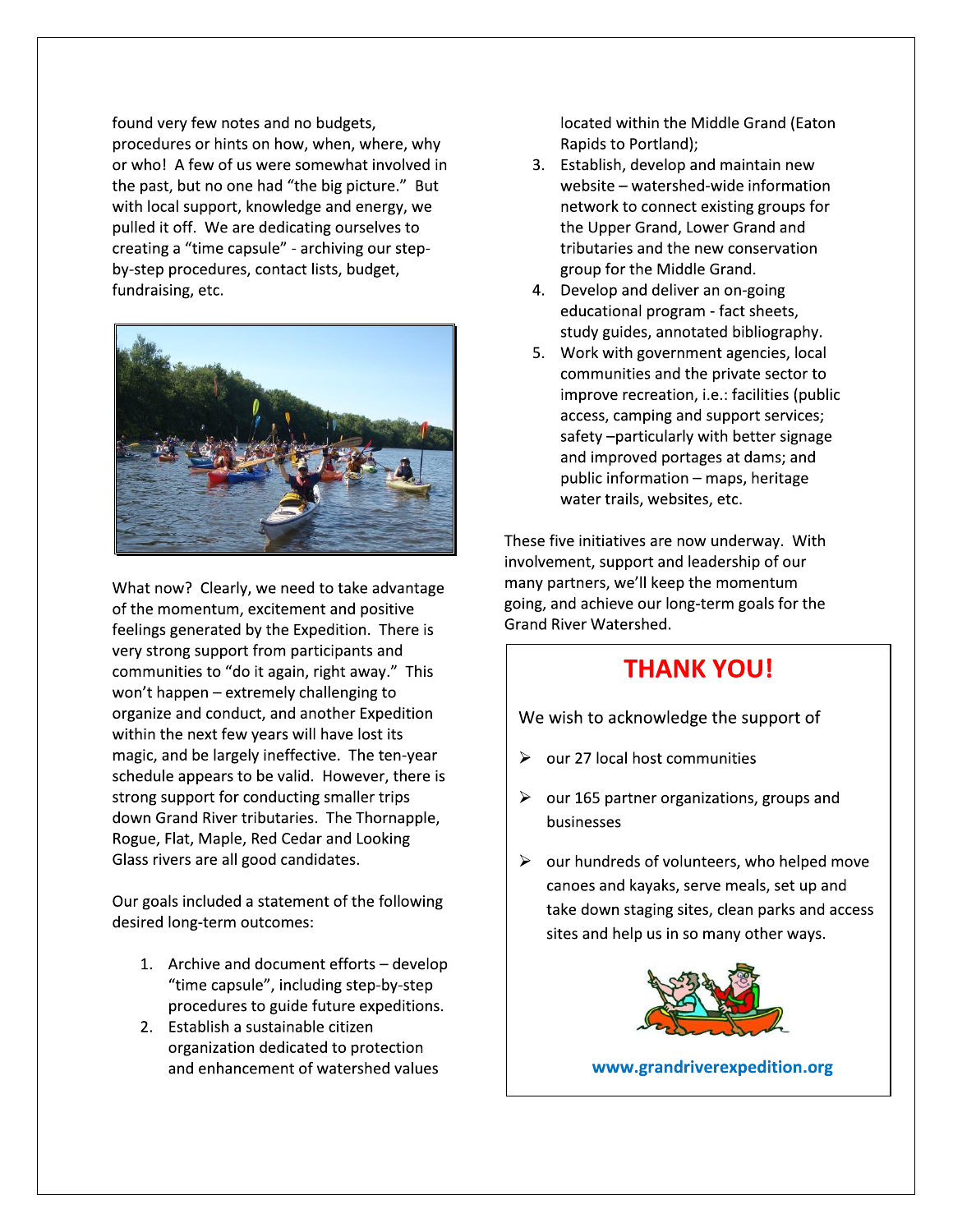found very few notes and no budgets, procedures or hints on how, when, where, why or who! A few of us were somewhat involved in the past, but no one had "the big picture." But with local support, knowledge and energy, we pulled it off. We are dedicating ourselves to creating a "time capsule" - archiving our step-by-step procedures, contact lists, budget, fundraising, etc.

What now? Clearly, we need to take advantage of the momentum, excitement and positive feelings generated by the Expedition. There is very strong support from participants and communities to "do it again, right away." This won't happen – extremely challenging to organize and conduct, and another Expedition within the next few years will have lost its magic, and be largely ineffective. The ten-year schedule appears to be valid. However, there is strong support for conducting smaller trips down Grand River tributaries. The Thornapple, Rogue, Flat, Maple, Red Cedar and Looking Glass rivers are all good candidates.

Our goals included a statement of the following desired long-term outcomes:

1. Archive and document efforts – develop "time capsule", including step-by-step procedures to guide future expeditions.
2. Establish a sustainable citizen organization dedicated to protection and enhancement of watershed values located within the Middle Grand (Eaton Rapids to Portland);
3. Establish, develop and maintain new website – watershed-wide information network to connect existing groups for the Upper Grand, Lower Grand and tributaries and the new conservation group for the Middle Grand.
4. Develop and deliver an on-going educational program - fact sheets, study guides, annotated bibliography.
5. Work with government agencies, local communities and the private sector to improve recreation, i.e.: facilities (public access, camping and support services; safety –particularly with better signage and improved portages at dams; and public information – maps, heritage water trails, websites, etc.

These five initiatives are now underway. With involvement, support and leadership of our many partners, we'll keep the momentum going, and achieve our long-term goals for the Grand River Watershed.

## THANK YOU!

We wish to acknowledge the support of

- our 27 local host communities
- our 165 partner organizations, groups and businesses
- our hundreds of volunteers, who helped move canoes and kayaks, serve meals, set up and take down staging sites, clean parks and access sites and help us in so many other ways.

**www.grandriverexpedition.org**